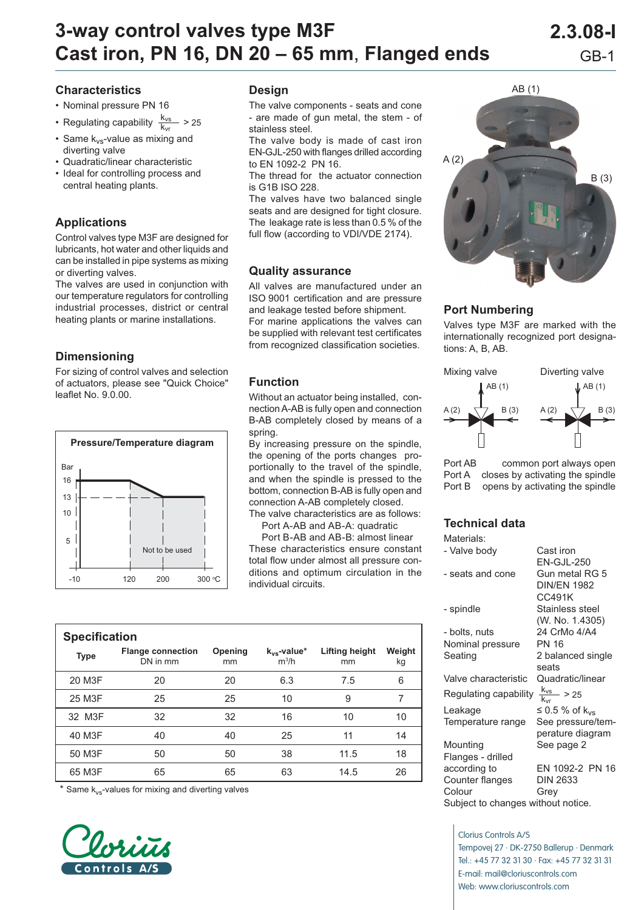# 3-way control valves type M3F
# Cast iron, PN 16, DN 20 – 65 mm, Flanged ends

2.3.08-I
GB-1

## Characteristics

- Nominal pressure PN 16
- Regulating capability $\frac{k_{vs}}{k_{vr}} > 25$
- Same $k_{vs}$-value as mixing and diverting valve
- Quadratic/linear characteristic
- Ideal for controlling process and central heating plants.

## Applications

Control valves type M3F are designed for lubricants, hot water and other liquids and can be installed in pipe systems as mixing or diverting valves.

The valves are used in conjunction with our temperature regulators for controlling industrial processes, district or central heating plants or marine installations.

## Dimensioning

For sizing of control valves and selection of actuators, please see "Quick Choice" leaflet No. 9.0.00.

### Pressure/Temperature diagram

Bar: 16, 13, 10, 5

°C: -10, 120, 200, 300

Not to be used

## Design

The valve components - seats and cone - are made of gun metal, the stem - of stainless steel.

The valve body is made of cast iron EN-GJL-250 with flanges drilled according to EN 1092-2 PN 16.

The thread for the actuator connection is G1B ISO 228.

The valves have two balanced single seats and are designed for tight closure. The leakage rate is less than 0.5 % of the full flow (according to VDI/VDE 2174).

## Quality assurance

All valves are manufactured under an ISO 9001 certification and are pressure and leakage tested before shipment.

For marine applications the valves can be supplied with relevant test certificates from recognized classification societies.

## Function

Without an actuator being installed, connection A-AB is fully open and connection B-AB completely closed by means of a spring.

By increasing pressure on the spindle, the opening of the ports changes proportionally to the travel of the spindle, and when the spindle is pressed to the bottom, connection B-AB is fully open and connection A-AB completely closed.

The valve characteristics are as follows:

Port A-AB and AB-A: quadratic
Port B-AB and AB-B: almost linear

These characteristics ensure constant total flow under almost all pressure conditions and optimum circulation in the individual circuits.

AB (1)
A (2)
B (3)

## Port Numbering

Valves type M3F are marked with the internationally recognized port designations: A, B, AB.

Mixing valve: AB (1), A (2), B (3)
Diverting valve: AB (1), A (2), B (3)

Port AB common port always open
Port A closes by activating the spindle
Port B opens by activating the spindle

## Technical data

Materials:

| | |
|---|---|
| - Valve body | Cast iron EN-GJL-250 |
| - seats and cone | Gun metal RG 5 DIN/EN 1982 CC491K |
| - spindle | Stainless steel (W. No. 1.4305) |
| - bolts, nuts | 24 CrMo 4/A4 |
| Nominal pressure | PN 16 |
| Seating | 2 balanced single seats |
| Valve characteristic | Quadratic/linear |
| Regulating capability | $\frac{k_{vs}}{k_{vr}} > 25$ |
| Leakage | ≤ 0.5 % of $k_{vs}$ |
| Temperature range | See pressure/temperature diagram |
| Mounting | See page 2 |
| Flanges - drilled according to | EN 1092-2 PN 16 |
| Counter flanges | DIN 2633 |
| Colour | Grey |

Subject to changes without notice.

## Specification

| Type | Flange connection DN in mm | Opening mm | $k_{vs}$-value* $m^3/h$ | Lifting height mm | Weight kg |
|---|---|---|---|---|---|
| 20 M3F | 20 | 20 | 6.3 | 7.5 | 6 |
| 25 M3F | 25 | 25 | 10 | 9 | 7 |
| 32 M3F | 32 | 32 | 16 | 10 | 10 |
| 40 M3F | 40 | 40 | 25 | 11 | 14 |
| 50 M3F | 50 | 50 | 38 | 11.5 | 18 |
| 65 M3F | 65 | 65 | 63 | 14.5 | 26 |

\* Same $k_{vs}$-values for mixing and diverting valves

Clorius Controls A/S

Clorius Controls A/S
Tempovej 27 · DK-2750 Ballerup · Denmark
Tel.: +45 77 32 31 30 · Fax: +45 77 32 31 31
E-mail: mail@cloriuscontrols.com
Web: www.cloriuscontrols.com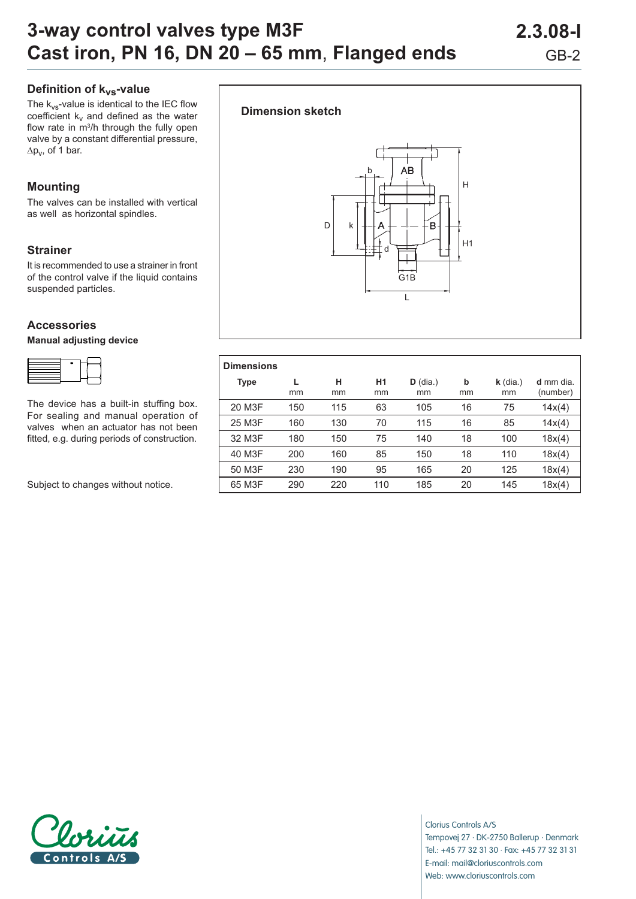# 3-way control valves type M3F
# Cast iron, PN 16, DN 20 – 65 mm, Flanged ends

2.3.08-I

GB-2

## Definition of $k_{vs}$-value

The $k_{vs}$-value is identical to the IEC flow coefficient $k_v$ and defined as the water flow rate in m³/h through the fully open valve by a constant differential pressure, $\Delta p_v$, of 1 bar.

## Mounting

The valves can be installed with vertical as well as horizontal spindles.

## Strainer

It is recommended to use a strainer in front of the control valve if the liquid contains suspended particles.

## Accessories

**Manual adjusting device**

The device has a built-in stuffing box. For sealing and manual operation of valves when an actuator has not been fitted, e.g. during periods of construction.

Subject to changes without notice.

## Dimension sketch

AB
A
B
b
D
k
d
H
H1
G1B
L

## Dimensions

| Type | L mm | H mm | H1 mm | D (dia.) mm | b mm | k (dia.) mm | d mm dia. (number) |
|---|---|---|---|---|---|---|---|
| 20 M3F | 150 | 115 | 63 | 105 | 16 | 75 | 14x(4) |
| 25 M3F | 160 | 130 | 70 | 115 | 16 | 85 | 14x(4) |
| 32 M3F | 180 | 150 | 75 | 140 | 18 | 100 | 18x(4) |
| 40 M3F | 200 | 160 | 85 | 150 | 18 | 110 | 18x(4) |
| 50 M3F | 230 | 190 | 95 | 165 | 20 | 125 | 18x(4) |
| 65 M3F | 290 | 220 | 110 | 185 | 20 | 145 | 18x(4) |

Clorius Controls A/S

Clorius Controls A/S
Tempovej 27 · DK-2750 Ballerup · Denmark
Tel.: +45 77 32 31 30 · Fax: +45 77 32 31 31
E-mail: mail@cloriuscontrols.com
Web: www.cloriuscontrols.com